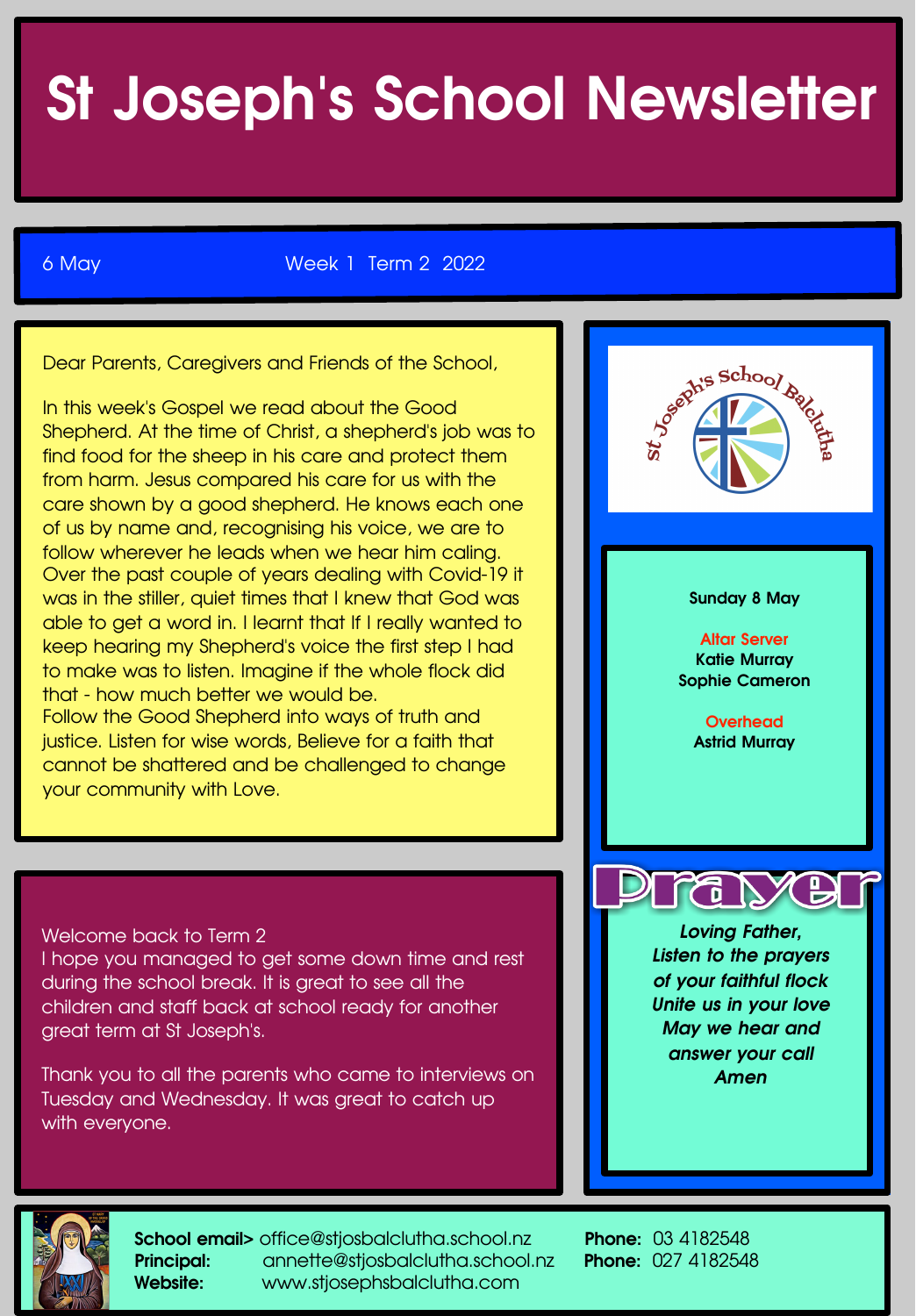# St Joseph's School Newsletter

6 May Week 1 Term 2 2022

Dear Parents, Caregivers and Friends of the School,

In this week's Gospel we read about the Good Shepherd. At the time of Christ, a shepherd's job was to find food for the sheep in his care and protect them from harm. Jesus compared his care for us with the care shown by a good shepherd. He knows each one of us by name and, recognising his voice, we are to follow wherever he leads when we hear him caling. Over the past couple of years dealing with Covid-19 it was in the stiller, quiet times that I knew that God was able to get a word in. I learnt that If I really wanted to keep hearing my Shepherd's voice the first step I had to make was to listen. Imagine if the whole flock did that - how much better we would be.
Follow the Good Shepherd into ways of truth and justice. Listen for wise words, Believe for a faith that cannot be shattered and be challenged to change your community with Love.

Welcome back to Term 2
I hope you managed to get some down time and rest during the school break. It is great to see all the children and staff back at school ready for another great term at St Joseph's.

Thank you to all the parents who came to interviews on Tuesday and Wednesday. It was great to catch up with everyone.

**Sunday 8 May**

**Altar Server**
**Katie Murray**
**Sophie Cameron**

**Overhead**
**Astrid Murray**

## Prayer

***Loving Father,***
***Listen to the prayers***
***of your faithful flock***
***Unite us in your love***
***May we hear and***
***answer your call***
***Amen***

**School email>** office@stjosbalclutha.school.nz
**Principal:** annette@stjosbalclutha.school.nz
**Website:** www.stjosephsbalclutha.com
**Phone:** 03 4182548
**Phone:** 027 4182548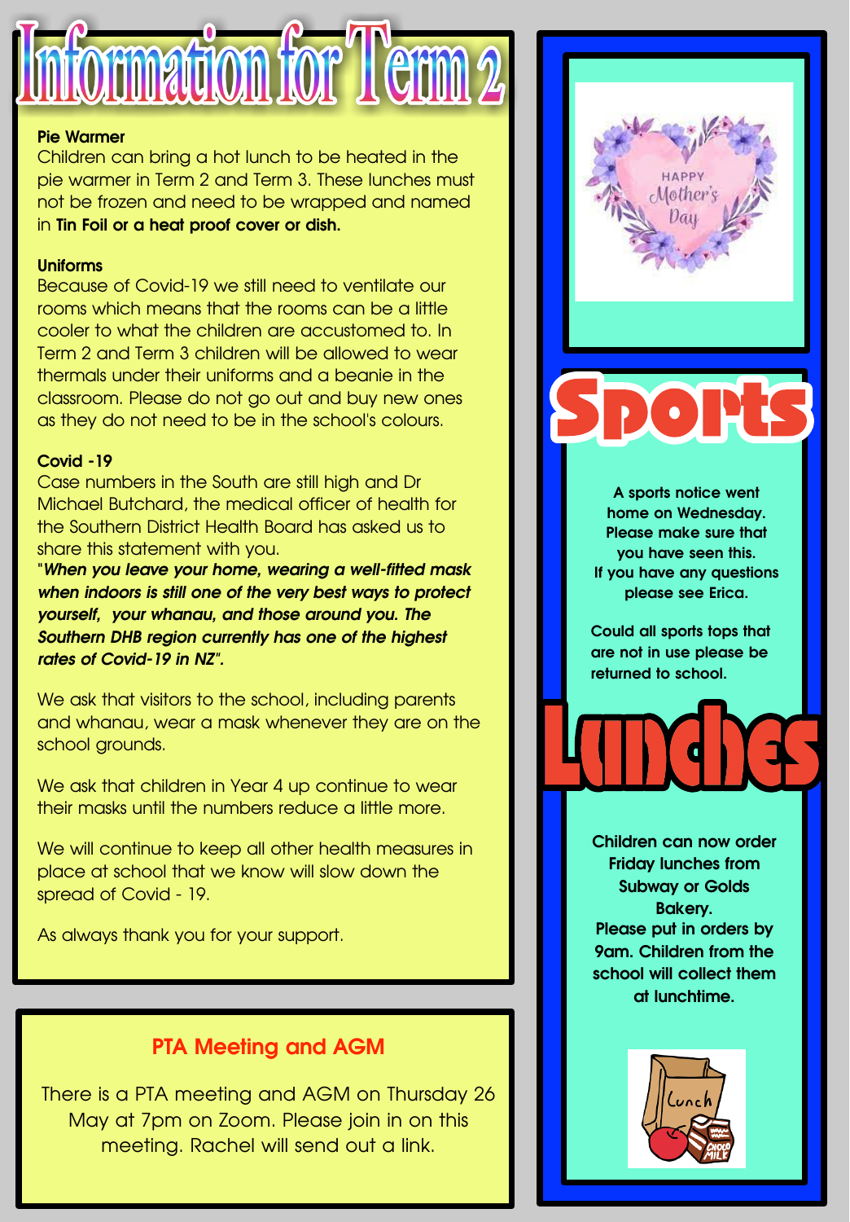# Information for Term 2

**Pie Warmer**
Children can bring a hot lunch to be heated in the pie warmer in Term 2 and Term 3. These lunches must not be frozen and need to be wrapped and named in **Tin Foil or a heat proof cover or dish.**

**Uniforms**
Because of Covid-19 we still need to ventilate our rooms which means that the rooms can be a little cooler to what the children are accustomed to. In Term 2 and Term 3 children will be allowed to wear thermals under their uniforms and a beanie in the classroom. Please do not go out and buy new ones as they do not need to be in the school's colours.

**Covid -19**
Case numbers in the South are still high and Dr Michael Butchard, the medical officer of health for the Southern District Health Board has asked us to share this statement with you.
"***When you leave your home, wearing a well-fitted mask when indoors is still one of the very best ways to protect yourself, your whanau, and those around you. The Southern DHB region currently has one of the highest rates of Covid-19 in NZ".***

We ask that visitors to the school, including parents and whanau, wear a mask whenever they are on the school grounds.

We ask that children in Year 4 up continue to wear their masks until the numbers reduce a little more.

We will continue to keep all other health measures in place at school that we know will slow down the spread of Covid - 19.

As always thank you for your support.

## PTA Meeting and AGM

There is a PTA meeting and AGM on Thursday 26 May at 7pm on Zoom. Please join in on this meeting. Rachel will send out a link.

HAPPY Mother's Day

# Sports

**A sports notice went home on Wednesday. Please make sure that you have seen this. If you have any questions please see Erica.**

**Could all sports tops that are not in use please be returned to school.**

# Lunches

**Children can now order Friday lunches from Subway or Golds Bakery. Please put in orders by 9am. Children from the school will collect them at lunchtime.**